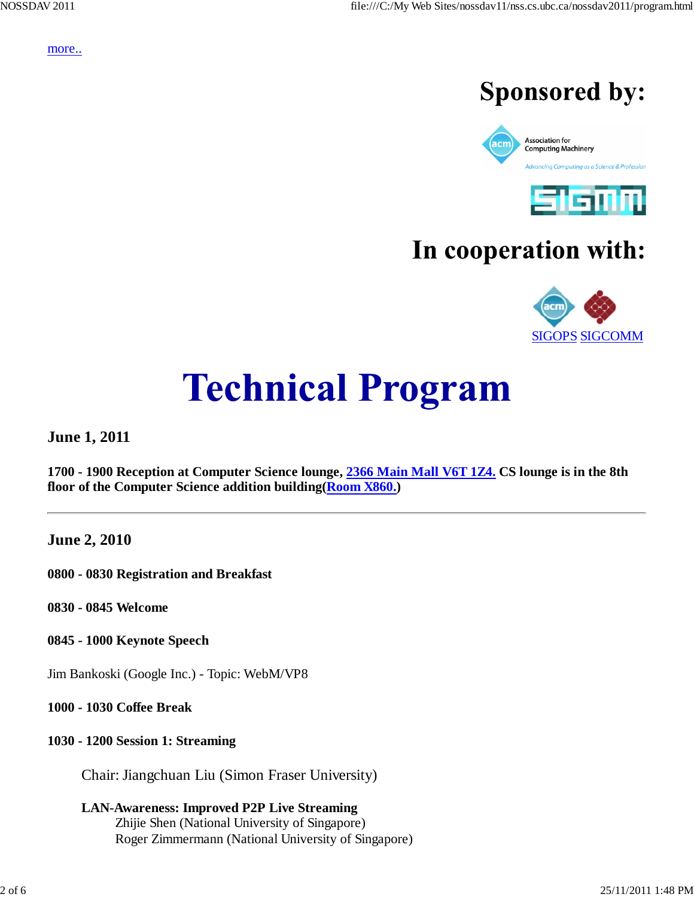more..

## Sponsored by:

Association for Computing Machinery

*Advancing Computing as a Science & Profession*

SIGMM

## In cooperation with:

SIGOPS SIGCOMM

# Technical Program

### June 1, 2011

**1700 - 1900 Reception at Computer Science lounge, 2366 Main Mall V6T 1Z4. CS lounge is in the 8th floor of the Computer Science addition building(Room X860.)**

---

### June 2, 2010

**0800 - 0830 Registration and Breakfast**

**0830 - 0845 Welcome**

**0845 - 1000 Keynote Speech**

Jim Bankoski (Google Inc.) - Topic: WebM/VP8

**1000 - 1030 Coffee Break**

**1030 - 1200 Session 1: Streaming**

Chair: Jiangchuan Liu (Simon Fraser University)

**LAN-Awareness: Improved P2P Live Streaming**
Zhijie Shen (National University of Singapore)
Roger Zimmermann (National University of Singapore)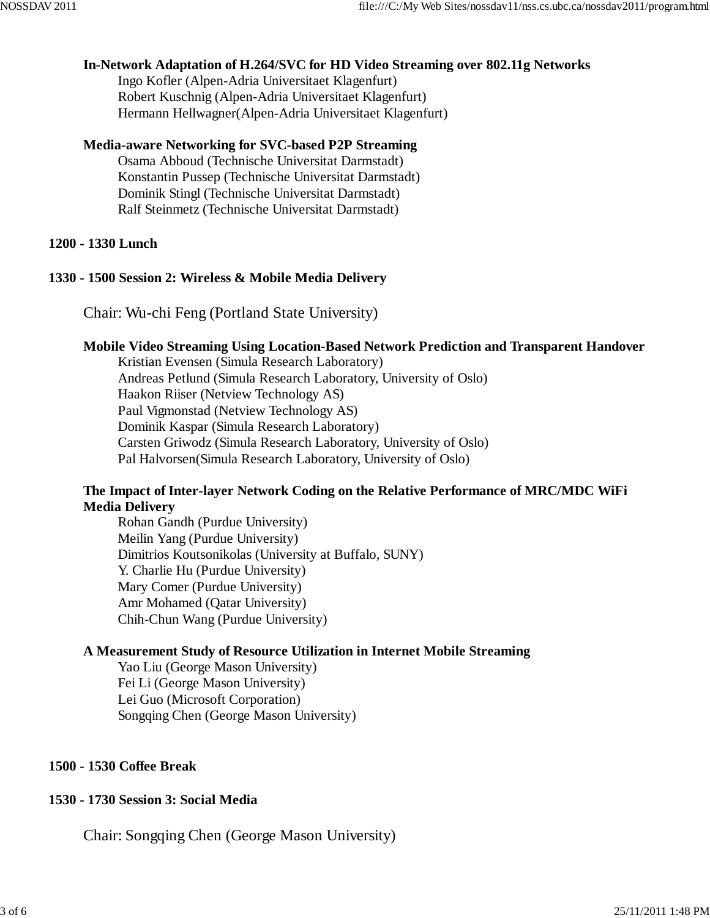**In-Network Adaptation of H.264/SVC for HD Video Streaming over 802.11g Networks**

Ingo Kofler (Alpen-Adria Universitaet Klagenfurt)
Robert Kuschnig (Alpen-Adria Universitaet Klagenfurt)
Hermann Hellwagner(Alpen-Adria Universitaet Klagenfurt)

**Media-aware Networking for SVC-based P2P Streaming**

Osama Abboud (Technische Universitat Darmstadt)
Konstantin Pussep (Technische Universitat Darmstadt)
Dominik Stingl (Technische Universitat Darmstadt)
Ralf Steinmetz (Technische Universitat Darmstadt)

**1200 - 1330 Lunch**

**1330 - 1500 Session 2: Wireless & Mobile Media Delivery**

Chair: Wu-chi Feng (Portland State University)

**Mobile Video Streaming Using Location-Based Network Prediction and Transparent Handover**

Kristian Evensen (Simula Research Laboratory)
Andreas Petlund (Simula Research Laboratory, University of Oslo)
Haakon Riiser (Netview Technology AS)
Paul Vigmonstad (Netview Technology AS)
Dominik Kaspar (Simula Research Laboratory)
Carsten Griwodz (Simula Research Laboratory, University of Oslo)
Pal Halvorsen(Simula Research Laboratory, University of Oslo)

**The Impact of Inter-layer Network Coding on the Relative Performance of MRC/MDC WiFi Media Delivery**

Rohan Gandh (Purdue University)
Meilin Yang (Purdue University)
Dimitrios Koutsonikolas (University at Buffalo, SUNY)
Y. Charlie Hu (Purdue University)
Mary Comer (Purdue University)
Amr Mohamed (Qatar University)
Chih-Chun Wang (Purdue University)

**A Measurement Study of Resource Utilization in Internet Mobile Streaming**

Yao Liu (George Mason University)
Fei Li (George Mason University)
Lei Guo (Microsoft Corporation)
Songqing Chen (George Mason University)

**1500 - 1530 Coffee Break**

**1530 - 1730 Session 3: Social Media**

Chair: Songqing Chen (George Mason University)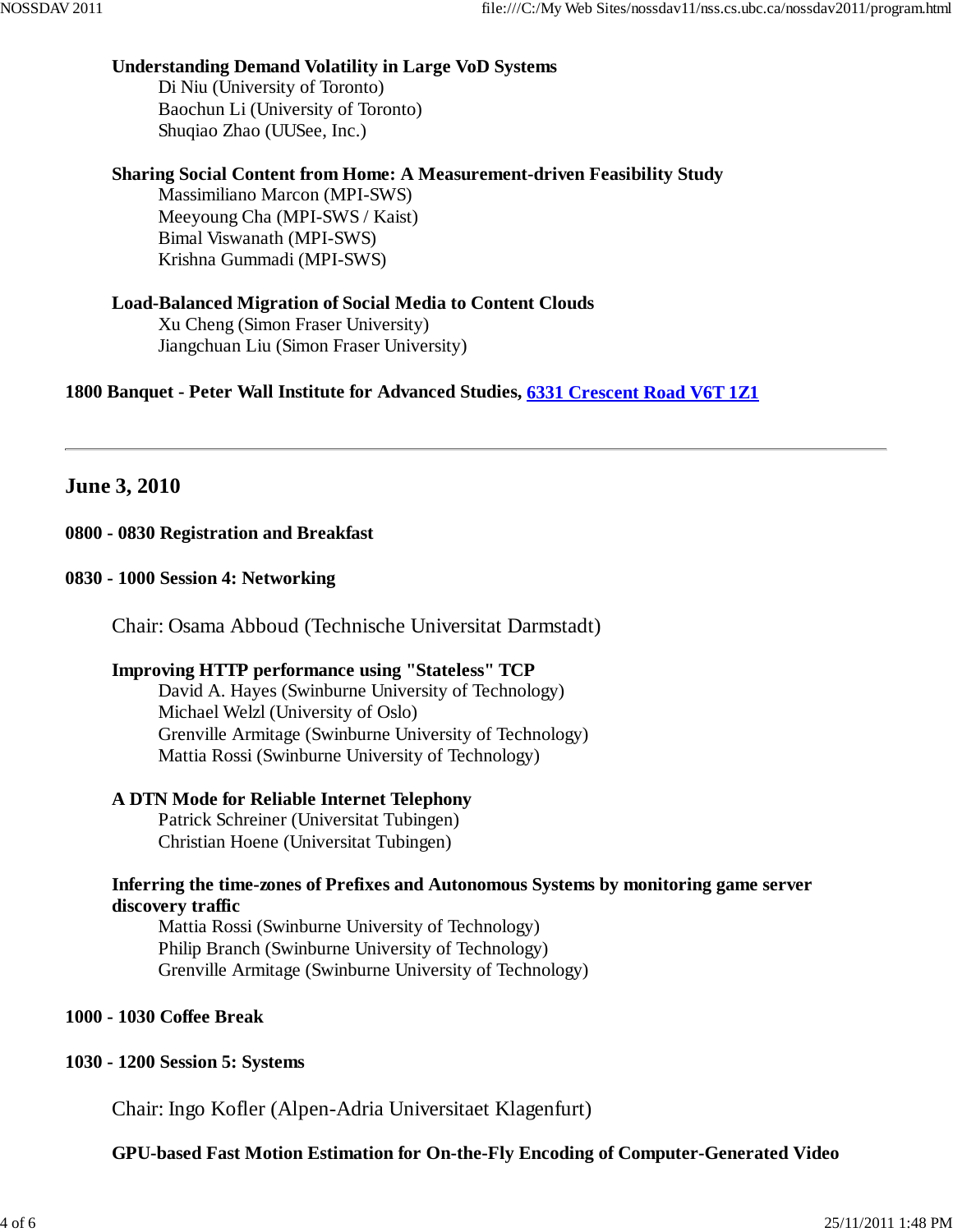**Understanding Demand Volatility in Large VoD Systems**
Di Niu (University of Toronto)
Baochun Li (University of Toronto)
Shuqiao Zhao (UUSee, Inc.)

**Sharing Social Content from Home: A Measurement-driven Feasibility Study**
Massimiliano Marcon (MPI-SWS)
Meeyoung Cha (MPI-SWS / Kaist)
Bimal Viswanath (MPI-SWS)
Krishna Gummadi (MPI-SWS)

**Load-Balanced Migration of Social Media to Content Clouds**
Xu Cheng (Simon Fraser University)
Jiangchuan Liu (Simon Fraser University)

**1800 Banquet - Peter Wall Institute for Advanced Studies, [6331 Crescent Road V6T 1Z1]**

---

## June 3, 2010

**0800 - 0830 Registration and Breakfast**

**0830 - 1000 Session 4: Networking**

Chair: Osama Abboud (Technische Universitat Darmstadt)

**Improving HTTP performance using "Stateless" TCP**
David A. Hayes (Swinburne University of Technology)
Michael Welzl (University of Oslo)
Grenville Armitage (Swinburne University of Technology)
Mattia Rossi (Swinburne University of Technology)

**A DTN Mode for Reliable Internet Telephony**
Patrick Schreiner (Universitat Tubingen)
Christian Hoene (Universitat Tubingen)

**Inferring the time-zones of Prefixes and Autonomous Systems by monitoring game server discovery traffic**
Mattia Rossi (Swinburne University of Technology)
Philip Branch (Swinburne University of Technology)
Grenville Armitage (Swinburne University of Technology)

**1000 - 1030 Coffee Break**

**1030 - 1200 Session 5: Systems**

Chair: Ingo Kofler (Alpen-Adria Universitaet Klagenfurt)

**GPU-based Fast Motion Estimation for On-the-Fly Encoding of Computer-Generated Video**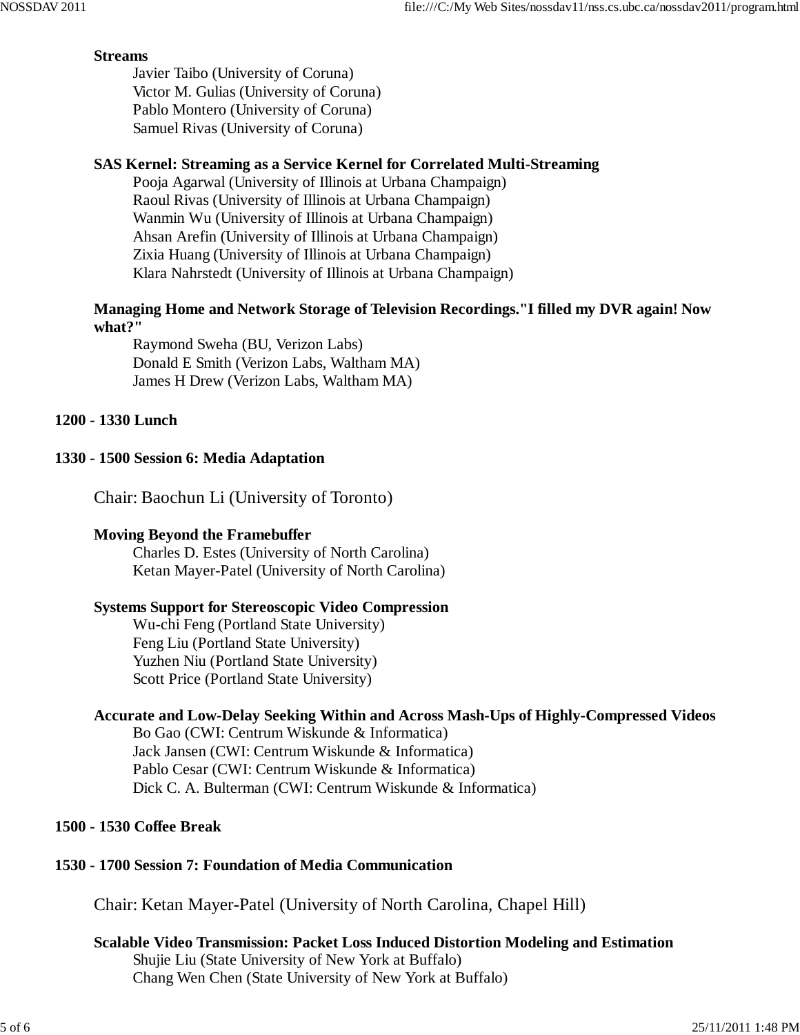**Streams**

Javier Taibo (University of Coruna)
Victor M. Gulias (University of Coruna)
Pablo Montero (University of Coruna)
Samuel Rivas (University of Coruna)

**SAS Kernel: Streaming as a Service Kernel for Correlated Multi-Streaming**

Pooja Agarwal (University of Illinois at Urbana Champaign)
Raoul Rivas (University of Illinois at Urbana Champaign)
Wanmin Wu (University of Illinois at Urbana Champaign)
Ahsan Arefin (University of Illinois at Urbana Champaign)
Zixia Huang (University of Illinois at Urbana Champaign)
Klara Nahrstedt (University of Illinois at Urbana Champaign)

**Managing Home and Network Storage of Television Recordings."I filled my DVR again! Now what?"**

Raymond Sweha (BU, Verizon Labs)
Donald E Smith (Verizon Labs, Waltham MA)
James H Drew (Verizon Labs, Waltham MA)

**1200 - 1330 Lunch**

**1330 - 1500 Session 6: Media Adaptation**

Chair: Baochun Li (University of Toronto)

**Moving Beyond the Framebuffer**

Charles D. Estes (University of North Carolina)
Ketan Mayer-Patel (University of North Carolina)

**Systems Support for Stereoscopic Video Compression**

Wu-chi Feng (Portland State University)
Feng Liu (Portland State University)
Yuzhen Niu (Portland State University)
Scott Price (Portland State University)

**Accurate and Low-Delay Seeking Within and Across Mash-Ups of Highly-Compressed Videos**

Bo Gao (CWI: Centrum Wiskunde & Informatica)
Jack Jansen (CWI: Centrum Wiskunde & Informatica)
Pablo Cesar (CWI: Centrum Wiskunde & Informatica)
Dick C. A. Bulterman (CWI: Centrum Wiskunde & Informatica)

**1500 - 1530 Coffee Break**

**1530 - 1700 Session 7: Foundation of Media Communication**

Chair: Ketan Mayer-Patel (University of North Carolina, Chapel Hill)

**Scalable Video Transmission: Packet Loss Induced Distortion Modeling and Estimation**

Shujie Liu (State University of New York at Buffalo)
Chang Wen Chen (State University of New York at Buffalo)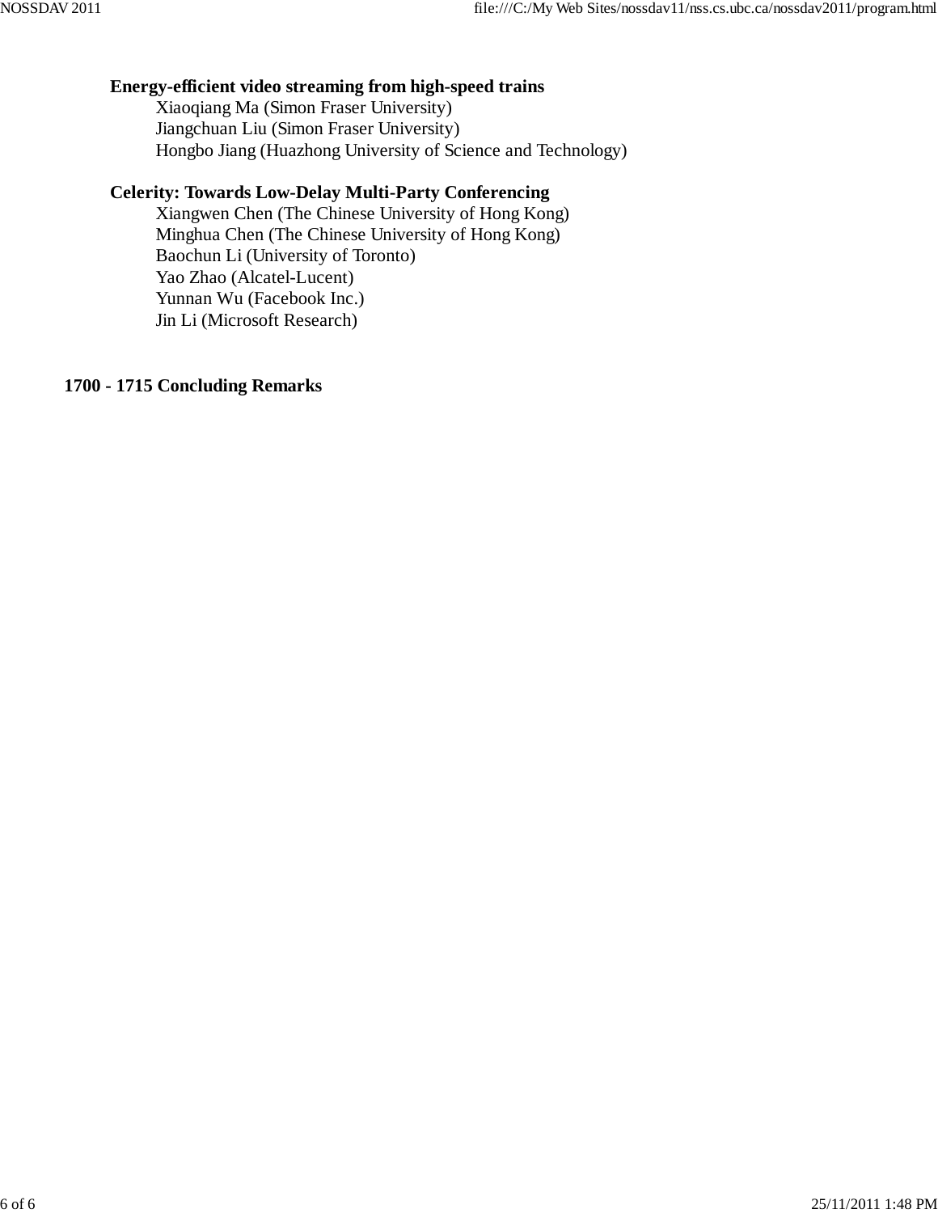**Energy-efficient video streaming from high-speed trains**

Xiaoqiang Ma (Simon Fraser University)
Jiangchuan Liu (Simon Fraser University)
Hongbo Jiang (Huazhong University of Science and Technology)

**Celerity: Towards Low-Delay Multi-Party Conferencing**

Xiangwen Chen (The Chinese University of Hong Kong)
Minghua Chen (The Chinese University of Hong Kong)
Baochun Li (University of Toronto)
Yao Zhao (Alcatel-Lucent)
Yunnan Wu (Facebook Inc.)
Jin Li (Microsoft Research)

**1700 - 1715 Concluding Remarks**